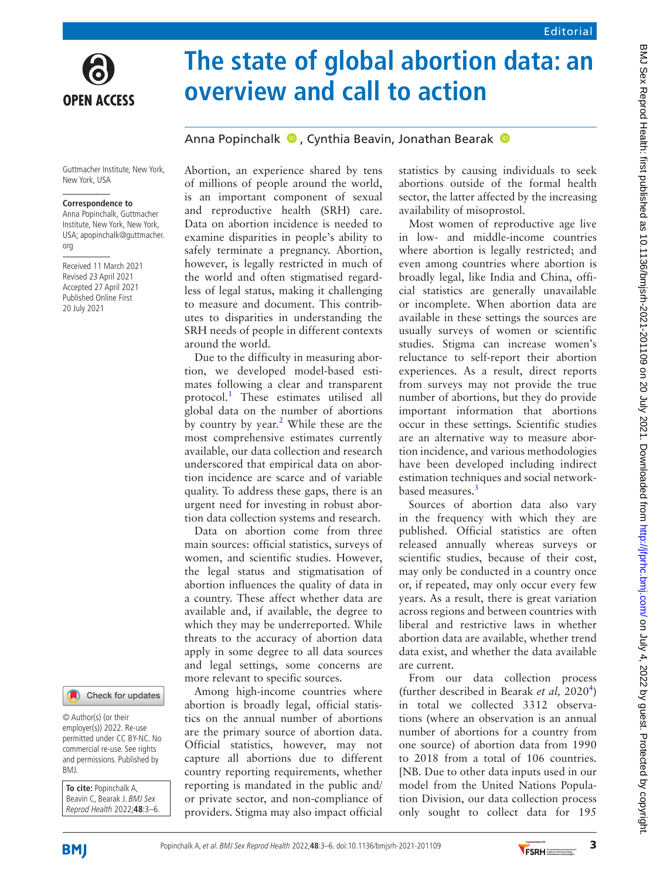Editorial

# The state of global abortion data: an overview and call to action

Anna Popinchalk, Cynthia Beavin, Jonathan Bearak

Guttmacher Institute, New York, New York, USA

**Correspondence to**
Anna Popinchalk, Guttmacher Institute, New York, New York, USA; apopinchalk@guttmacher.org

Received 11 March 2021
Revised 23 April 2021
Accepted 27 April 2021
Published Online First 20 July 2021

© Author(s) (or their employer(s)) 2022. Re-use permitted under CC BY-NC. No commercial re-use. See rights and permissions. Published by BMJ.

**To cite:** Popinchalk A, Beavin C, Bearak J. *BMJ Sex Reprod Health* 2022;**48**:3–6.

Abortion, an experience shared by tens of millions of people around the world, is an important component of sexual and reproductive health (SRH) care. Data on abortion incidence is needed to examine disparities in people's ability to safely terminate a pregnancy. Abortion, however, is legally restricted in much of the world and often stigmatised regardless of legal status, making it challenging to measure and document. This contributes to disparities in understanding the SRH needs of people in different contexts around the world.

Due to the difficulty in measuring abortion, we developed model-based estimates following a clear and transparent protocol.[1] These estimates utilised all global data on the number of abortions by country by year.[2] While these are the most comprehensive estimates currently available, our data collection and research underscored that empirical data on abortion incidence are scarce and of variable quality. To address these gaps, there is an urgent need for investing in robust abortion data collection systems and research.

Data on abortion come from three main sources: official statistics, surveys of women, and scientific studies. However, the legal status and stigmatisation of abortion influences the quality of data in a country. These affect whether data are available and, if available, the degree to which they may be underreported. While threats to the accuracy of abortion data apply in some degree to all data sources and legal settings, some concerns are more relevant to specific sources.

Among high-income countries where abortion is broadly legal, official statistics on the annual number of abortions are the primary source of abortion data. Official statistics, however, may not capture all abortions due to different country reporting requirements, whether reporting is mandated in the public and/or private sector, and non-compliance of providers. Stigma may also impact official statistics by causing individuals to seek abortions outside of the formal health sector, the latter affected by the increasing availability of misoprostol.

Most women of reproductive age live in low- and middle-income countries where abortion is legally restricted; and even among countries where abortion is broadly legal, like India and China, official statistics are generally unavailable or incomplete. When abortion data are available in these settings the sources are usually surveys of women or scientific studies. Stigma can increase women's reluctance to self-report their abortion experiences. As a result, direct reports from surveys may not provide the true number of abortions, but they do provide important information that abortions occur in these settings. Scientific studies are an alternative way to measure abortion incidence, and various methodologies have been developed including indirect estimation techniques and social network-based measures.[3]

Sources of abortion data also vary in the frequency with which they are published. Official statistics are often released annually whereas surveys or scientific studies, because of their cost, may only be conducted in a country once or, if repeated, may only occur every few years. As a result, there is great variation across regions and between countries with liberal and restrictive laws in whether abortion data are available, whether trend data exist, and whether the data available are current.

From our data collection process (further described in Bearak *et al*, 2020[4]) in total we collected 3312 observations (where an observation is an annual number of abortions for a country from one source) of abortion data from 1990 to 2018 from a total of 106 countries. [NB. Due to other data inputs used in our model from the United Nations Population Division, our data collection process only sought to collect data for 195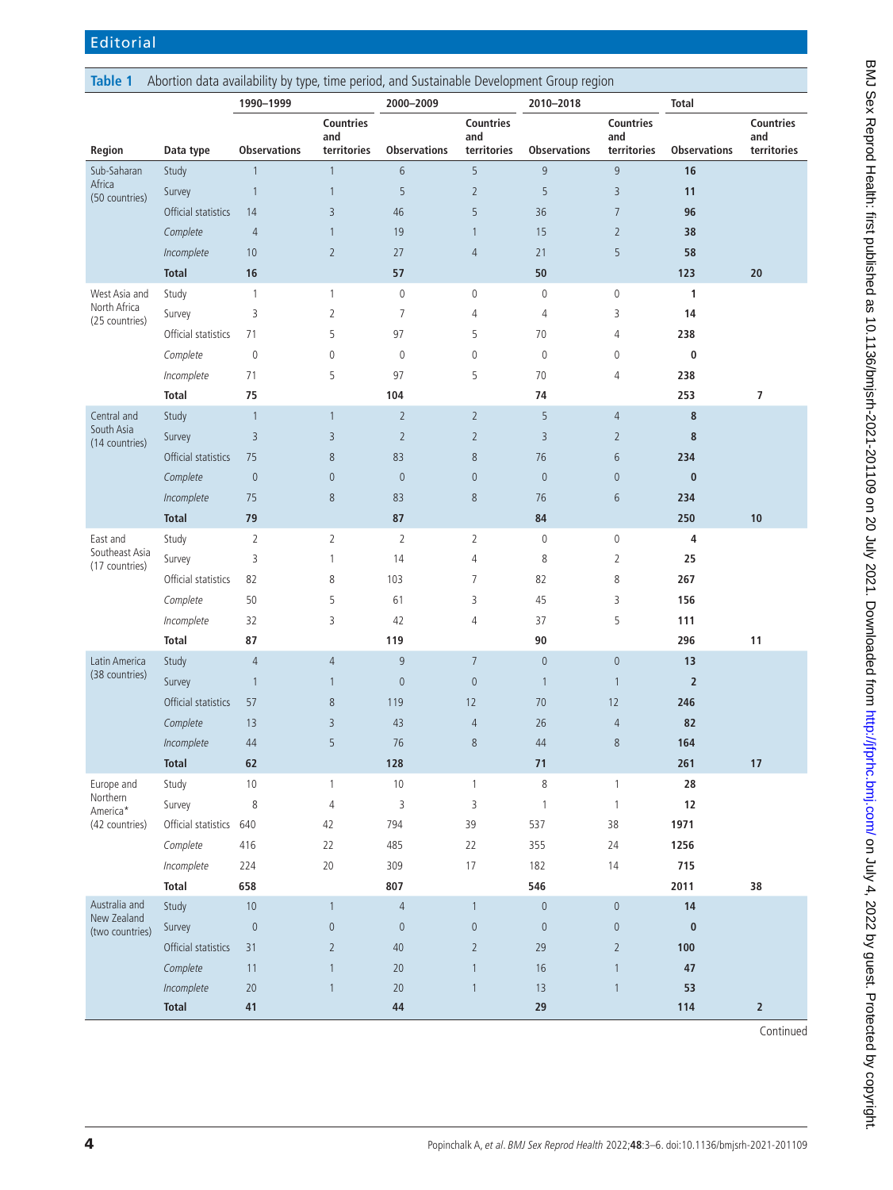**Table 1** Abortion data availability by type, time period, and Sustainable Development Group region

| Region | Data type | 1990–1999 | | 2000–2009 | | 2010–2018 | | Total | |
|---|---|---|---|---|---|---|---|---|---|
| | | Observations | Countries and territories | Observations | Countries and territories | Observations | Countries and territories | Observations | Countries and territories |
| Sub-Saharan Africa (50 countries) | Study | 1 | 1 | 6 | 5 | 9 | 9 | **16** | |
| | Survey | 1 | 1 | 5 | 2 | 5 | 3 | **11** | |
| | Official statistics | 14 | 3 | 46 | 5 | 36 | 7 | **96** | |
| | *Complete* | 4 | 1 | 19 | 1 | 15 | 2 | **38** | |
| | *Incomplete* | 10 | 2 | 27 | 4 | 21 | 5 | **58** | |
| | **Total** | **16** | | **57** | | **50** | | **123** | **20** |
| West Asia and North Africa (25 countries) | Study | 1 | 1 | 0 | 0 | 0 | 0 | **1** | |
| | Survey | 3 | 2 | 7 | 4 | 4 | 3 | **14** | |
| | Official statistics | 71 | 5 | 97 | 5 | 70 | 4 | **238** | |
| | *Complete* | 0 | 0 | 0 | 0 | 0 | 0 | **0** | |
| | *Incomplete* | 71 | 5 | 97 | 5 | 70 | 4 | **238** | |
| | **Total** | **75** | | **104** | | **74** | | **253** | **7** |
| Central and South Asia (14 countries) | Study | 1 | 1 | 2 | 2 | 5 | 4 | **8** | |
| | Survey | 3 | 3 | 2 | 2 | 3 | 2 | **8** | |
| | Official statistics | 75 | 8 | 83 | 8 | 76 | 6 | **234** | |
| | *Complete* | 0 | 0 | 0 | 0 | 0 | 0 | **0** | |
| | *Incomplete* | 75 | 8 | 83 | 8 | 76 | 6 | **234** | |
| | **Total** | **79** | | **87** | | **84** | | **250** | **10** |
| East and Southeast Asia (17 countries) | Study | 2 | 2 | 2 | 2 | 0 | 0 | **4** | |
| | Survey | 3 | 1 | 14 | 4 | 8 | 2 | **25** | |
| | Official statistics | 82 | 8 | 103 | 7 | 82 | 8 | **267** | |
| | *Complete* | 50 | 5 | 61 | 3 | 45 | 3 | **156** | |
| | *Incomplete* | 32 | 3 | 42 | 4 | 37 | 5 | **111** | |
| | **Total** | **87** | | **119** | | **90** | | **296** | **11** |
| Latin America (38 countries) | Study | 4 | 4 | 9 | 7 | 0 | 0 | **13** | |
| | Survey | 1 | 1 | 0 | 0 | 1 | 1 | **2** | |
| | Official statistics | 57 | 8 | 119 | 12 | 70 | 12 | **246** | |
| | *Complete* | 13 | 3 | 43 | 4 | 26 | 4 | **82** | |
| | *Incomplete* | 44 | 5 | 76 | 8 | 44 | 8 | **164** | |
| | **Total** | **62** | | **128** | | **71** | | **261** | **17** |
| Europe and Northern America* (42 countries) | Study | 10 | 1 | 10 | 1 | 8 | 1 | **28** | |
| | Survey | 8 | 4 | 3 | 3 | 1 | 1 | **12** | |
| | Official statistics | 640 | 42 | 794 | 39 | 537 | 38 | **1971** | |
| | *Complete* | 416 | 22 | 485 | 22 | 355 | 24 | **1256** | |
| | *Incomplete* | 224 | 20 | 309 | 17 | 182 | 14 | **715** | |
| | **Total** | **658** | | **807** | | **546** | | **2011** | **38** |
| Australia and New Zealand (two countries) | Study | 10 | 1 | 4 | 1 | 0 | 0 | **14** | |
| | Survey | 0 | 0 | 0 | 0 | 0 | 0 | **0** | |
| | Official statistics | 31 | 2 | 40 | 2 | 29 | 2 | **100** | |
| | *Complete* | 11 | 1 | 20 | 1 | 16 | 1 | **47** | |
| | *Incomplete* | 20 | 1 | 20 | 1 | 13 | 1 | **53** | |
| | **Total** | **41** | | **44** | | **29** | | **114** | **2** |

Continued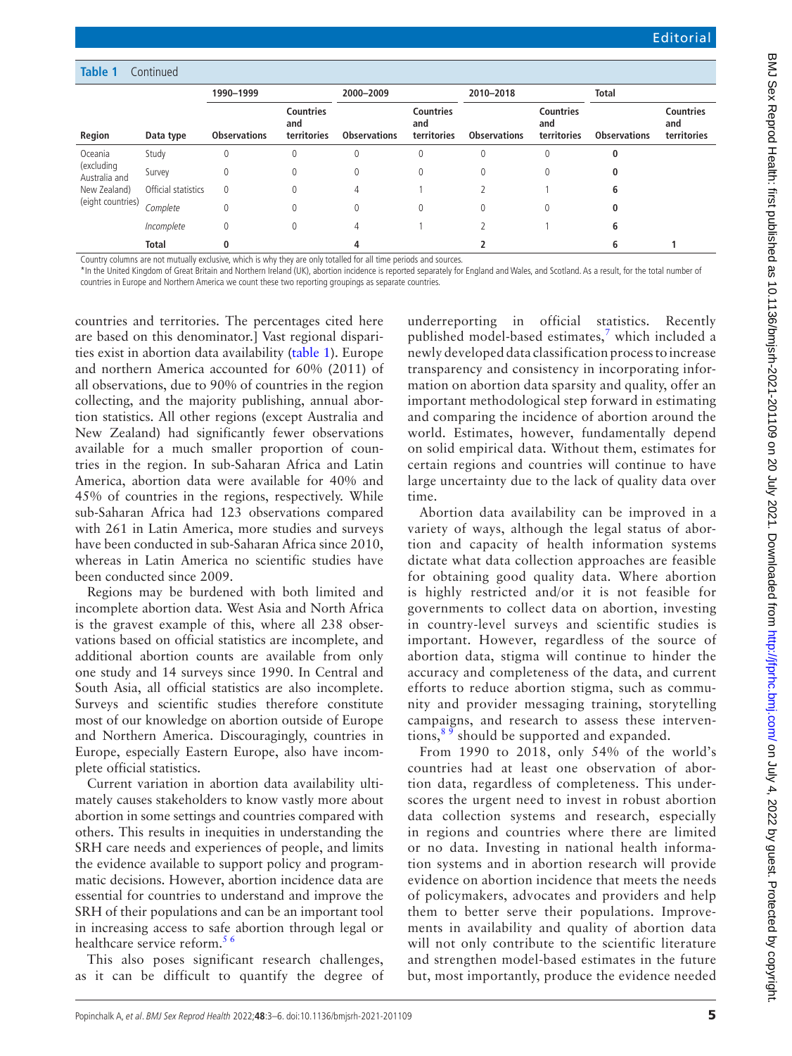**Table 1** Continued

| Region | Data type | 1990–1999 | | 2000–2009 | | 2010–2018 | | Total | |
|---|---|---|---|---|---|---|---|---|---|
| | | Observations | Countries and territories | Observations | Countries and territories | Observations | Countries and territories | Observations | Countries and territories |
| Oceania (excluding Australia and New Zealand) (eight countries) | Study | 0 | 0 | 0 | 0 | 0 | 0 | **0** | |
| | Survey | 0 | 0 | 0 | 0 | 0 | 0 | **0** | |
| | Official statistics | 0 | 0 | 4 | 1 | 2 | 1 | **6** | |
| | *Complete* | 0 | 0 | 0 | 0 | 0 | 0 | **0** | |
| | *Incomplete* | 0 | 0 | 4 | 1 | 2 | 1 | **6** | |
| | **Total** | **0** | | **4** | | **2** | | **6** | **1** |

Country columns are not mutually exclusive, which is why they are only totalled for all time periods and sources.
*In the United Kingdom of Great Britain and Northern Ireland (UK), abortion incidence is reported separately for England and Wales, and Scotland. As a result, for the total number of countries in Europe and Northern America we count these two reporting groupings as separate countries.

countries and territories. The percentages cited here are based on this denominator.] Vast regional disparities exist in abortion data availability (table 1). Europe and northern America accounted for 60% (2011) of all observations, due to 90% of countries in the region collecting, and the majority publishing, annual abortion statistics. All other regions (except Australia and New Zealand) had significantly fewer observations available for a much smaller proportion of countries in the region. In sub-Saharan Africa and Latin America, abortion data were available for 40% and 45% of countries in the regions, respectively. While sub-Saharan Africa had 123 observations compared with 261 in Latin America, more studies and surveys have been conducted in sub-Saharan Africa since 2010, whereas in Latin America no scientific studies have been conducted since 2009.

Regions may be burdened with both limited and incomplete abortion data. West Asia and North Africa is the gravest example of this, where all 238 observations based on official statistics are incomplete, and additional abortion counts are available from only one study and 14 surveys since 1990. In Central and South Asia, all official statistics are also incomplete. Surveys and scientific studies therefore constitute most of our knowledge on abortion outside of Europe and Northern America. Discouragingly, countries in Europe, especially Eastern Europe, also have incomplete official statistics.

Current variation in abortion data availability ultimately causes stakeholders to know vastly more about abortion in some settings and countries compared with others. This results in inequities in understanding the SRH care needs and experiences of people, and limits the evidence available to support policy and programmatic decisions. However, abortion incidence data are essential for countries to understand and improve the SRH of their populations and can be an important tool in increasing access to safe abortion through legal or healthcare service reform.[5 6]

This also poses significant research challenges, as it can be difficult to quantify the degree of underreporting in official statistics. Recently published model-based estimates,[7] which included a newly developed data classification process to increase transparency and consistency in incorporating information on abortion data sparsity and quality, offer an important methodological step forward in estimating and comparing the incidence of abortion around the world. Estimates, however, fundamentally depend on solid empirical data. Without them, estimates for certain regions and countries will continue to have large uncertainty due to the lack of quality data over time.

Abortion data availability can be improved in a variety of ways, although the legal status of abortion and capacity of health information systems dictate what data collection approaches are feasible for obtaining good quality data. Where abortion is highly restricted and/or it is not feasible for governments to collect data on abortion, investing in country-level surveys and scientific studies is important. However, regardless of the source of abortion data, stigma will continue to hinder the accuracy and completeness of the data, and current efforts to reduce abortion stigma, such as community and provider messaging training, storytelling campaigns, and research to assess these interventions,[8 9] should be supported and expanded.

From 1990 to 2018, only 54% of the world's countries had at least one observation of abortion data, regardless of completeness. This underscores the urgent need to invest in robust abortion data collection systems and research, especially in regions and countries where there are limited or no data. Investing in national health information systems and in abortion research will provide evidence on abortion incidence that meets the needs of policymakers, advocates and providers and help them to better serve their populations. Improvements in availability and quality of abortion data will not only contribute to the scientific literature and strengthen model-based estimates in the future but, most importantly, produce the evidence needed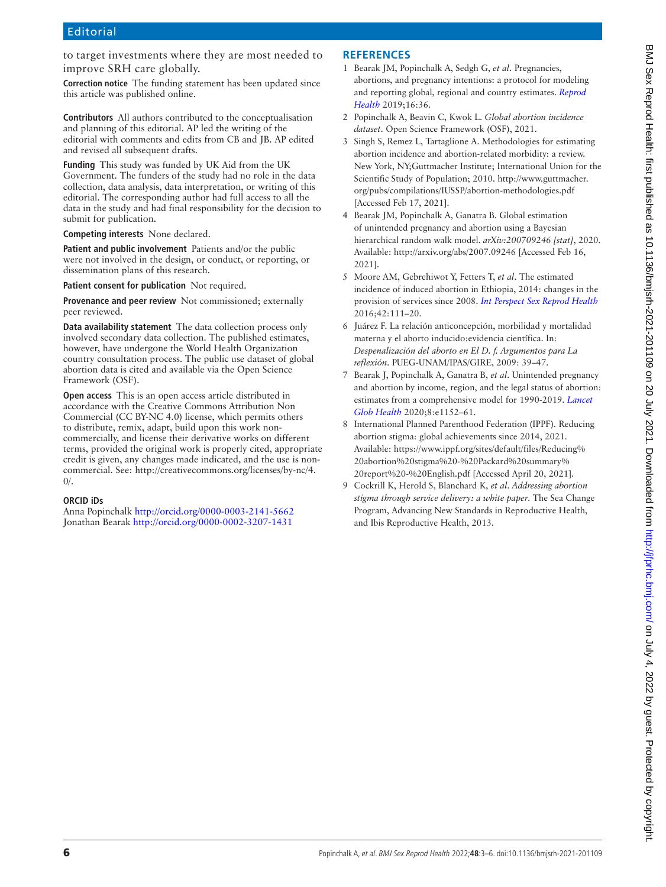to target investments where they are most needed to improve SRH care globally.

**Correction notice** The funding statement has been updated since this article was published online.

**Contributors** All authors contributed to the conceptualisation and planning of this editorial. AP led the writing of the editorial with comments and edits from CB and JB. AP edited and revised all subsequent drafts.

**Funding** This study was funded by UK Aid from the UK Government. The funders of the study had no role in the data collection, data analysis, data interpretation, or writing of this editorial. The corresponding author had full access to all the data in the study and had final responsibility for the decision to submit for publication.

**Competing interests** None declared.

**Patient and public involvement** Patients and/or the public were not involved in the design, or conduct, or reporting, or dissemination plans of this research.

**Patient consent for publication** Not required.

**Provenance and peer review** Not commissioned; externally peer reviewed.

**Data availability statement** The data collection process only involved secondary data collection. The published estimates, however, have undergone the World Health Organization country consultation process. The public use dataset of global abortion data is cited and available via the Open Science Framework (OSF).

**Open access** This is an open access article distributed in accordance with the Creative Commons Attribution Non Commercial (CC BY-NC 4.0) license, which permits others to distribute, remix, adapt, build upon this work non-commercially, and license their derivative works on different terms, provided the original work is properly cited, appropriate credit is given, any changes made indicated, and the use is non-commercial. See: http://creativecommons.org/licenses/by-nc/4.0/.

**ORCID iDs**

Anna Popinchalk http://orcid.org/0000-0003-2141-5662
Jonathan Bearak http://orcid.org/0000-0002-3207-1431

## REFERENCES

1. Bearak JM, Popinchalk A, Sedgh G, *et al*. Pregnancies, abortions, and pregnancy intentions: a protocol for modeling and reporting global, regional and country estimates. *Reprod Health* 2019;16:36.
2. Popinchalk A, Beavin C, Kwok L. *Global abortion incidence dataset*. Open Science Framework (OSF), 2021.
3. Singh S, Remez L, Tartaglione A. Methodologies for estimating abortion incidence and abortion-related morbidity: a review. New York, NY;Guttmacher Institute; International Union for the Scientific Study of Population; 2010. http://www.guttmacher.org/pubs/compilations/IUSSP/abortion-methodologies.pdf [Accessed Feb 17, 2021].
4. Bearak JM, Popinchalk A, Ganatra B. Global estimation of unintended pregnancy and abortion using a Bayesian hierarchical random walk model. *arXiv:200709246 [stat]*, 2020. Available: http://arxiv.org/abs/2007.09246 [Accessed Feb 16, 2021].
5. Moore AM, Gebrehiwot Y, Fetters T, *et al*. The estimated incidence of induced abortion in Ethiopia, 2014: changes in the provision of services since 2008. *Int Perspect Sex Reprod Health* 2016;42:111–20.
6. Juárez F. La relación anticoncepción, morbilidad y mortalidad materna y el aborto inducido:evidencia científica. In: *Despenalización del aborto en El D. f. Argumentos para La reflexión*. PUEG-UNAM/IPAS/GIRE, 2009: 39–47.
7. Bearak J, Popinchalk A, Ganatra B, *et al*. Unintended pregnancy and abortion by income, region, and the legal status of abortion: estimates from a comprehensive model for 1990-2019. *Lancet Glob Health* 2020;8:e1152–61.
8. International Planned Parenthood Federation (IPPF). Reducing abortion stigma: global achievements since 2014, 2021. Available: https://www.ippf.org/sites/default/files/Reducing%20abortion%20stigma%20-%20Packard%20summary%20report%20-%20English.pdf [Accessed April 20, 2021].
9. Cockrill K, Herold S, Blanchard K, *et al*. *Addressing abortion stigma through service delivery: a white paper*. The Sea Change Program, Advancing New Standards in Reproductive Health, and Ibis Reproductive Health, 2013.